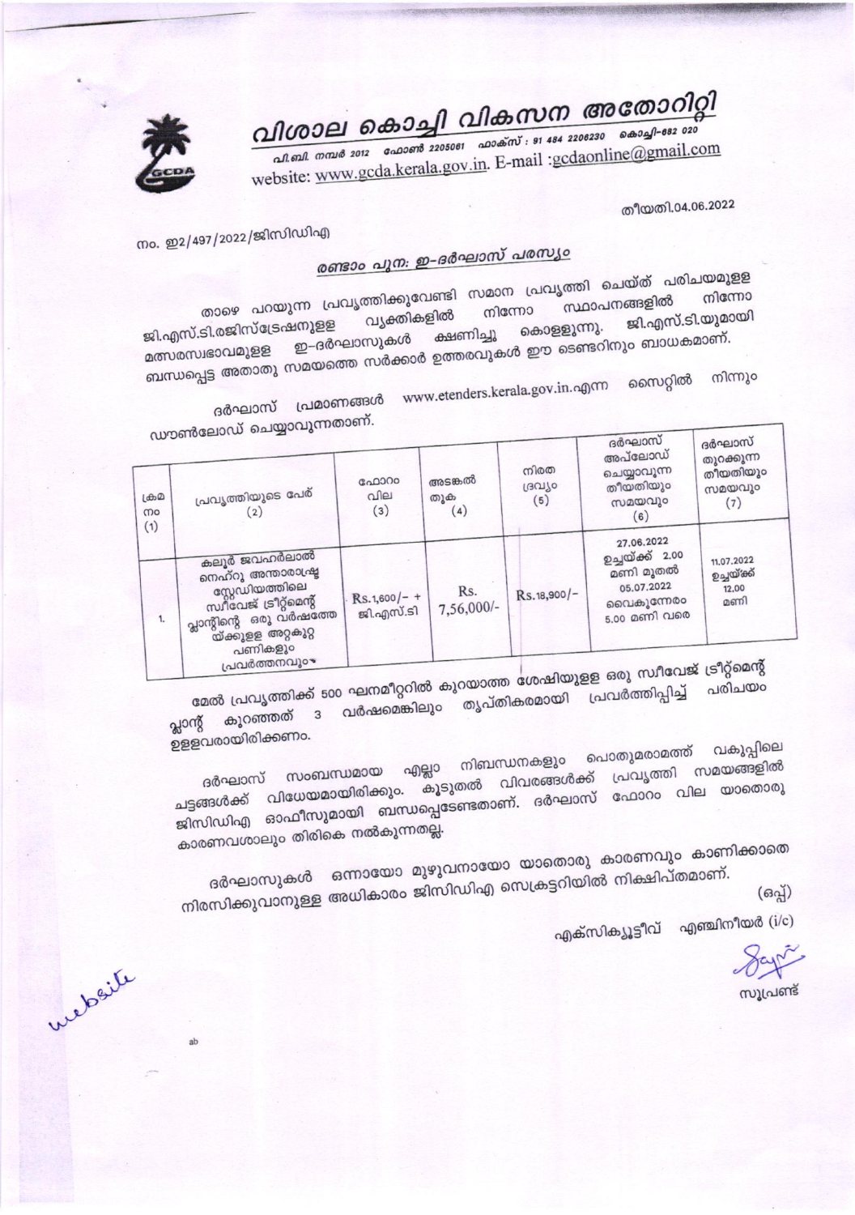# വിശാല കൊച്ചി വികസന അതോറിറ്റി

പി.ബി. നമ്പർ 2012 ഫോൺ 2205061 ഫാക്സ് : 91 484 2206230 കൊച്ചി-682 020

website: www.gcda.kerala.gov.in. E-mail :gcdaonline@gmail.com

നം. ഇ2/497/2022/ജിസിഡിഎ

തീയതി.04.06.2022

## രണ്ടാം പുന: ഇ-ദർഘാസ് പരസ്യം

താഴെ പറയുന്ന പ്രവൃത്തിക്കുവേണ്ടി സമാന പ്രവൃത്തി ചെയ്ത് പരിചയമുള്ള ജി.എസ്.ടി.രജിസ്ട്രേഷനുള്ള വ്യക്തികളിൽ നിന്നോ സ്ഥാപനങ്ങളിൽ നിന്നോ മത്സരസ്വഭാവമുള്ള ഇ-ദർഘാസുകൾ ക്ഷണിച്ചു കൊള്ളുന്നു. ജി.എസ്.ടി.യുമായി ബന്ധപ്പെട്ട അതാതു സമയത്തെ സർക്കാർ ഉത്തരവുകൾ ഈ ടെണ്ടറിനും ബാധകമാണ്.

ദർഘാസ് പ്രമാണങ്ങൾ www.etenders.kerala.gov.in.എന്ന സൈറ്റിൽ നിന്നും ഡൗൺലോഡ് ചെയ്യാവുന്നതാണ്.

| ക്രമ നം (1) | പ്രവൃത്തിയുടെ പേര് (2) | ഫോറം വില (3) | അടങ്കൽ തുക (4) | നിരത ദ്രവ്യം (5) | ദർഘാസ് അപ്‌ലോഡ് ചെയ്യാവുന്ന തീയതിയും സമയവും (6) | ദർഘാസ് തുറക്കുന്ന തീയതിയും സമയവും (7) |
|---|---|---|---|---|---|---|
| 1. | കലൂർ ജവഹർലാൽ നെഹ്റു അന്താരാഷ്ട്ര സ്റ്റേഡിയത്തിലെ സ്വീവേജ് ട്രീറ്റ്മെന്റ് പ്ലാന്റിന്റെ ഒരു വർഷത്തേയ്ക്കുള്ള അറ്റകുറ്റ പണികളും പ്രവർത്തനവും | Rs.1,600/- + ജി.എസ്.ടി | Rs. 7,56,000/- | Rs.18,900/- | 27.06.2022 ഉച്ചയ്ക്ക് 2.00 മണി മുതൽ 05.07.2022 വൈകുന്നേരം 5.00 മണി വരെ | 11.07.2022 ഉച്ചയ്ക്ക് 12.00 മണി |

മേൽ പ്രവൃത്തിക്ക് 500 ഘനമീറ്ററിൽ കുറയാത്ത ശേഷിയുള്ള ഒരു സ്വീവേജ് ട്രീറ്റ്മെന്റ് പ്ലാന്റ് കുറഞ്ഞത് 3 വർഷമെങ്കിലും തൃപ്തികരമായി പ്രവർത്തിപ്പിച്ച് പരിചയം ഉള്ളവരായിരിക്കണം.

ദർഘാസ് സംബന്ധമായ എല്ലാ നിബന്ധനകളും പൊതുമരാമത്ത് വകുപ്പിലെ ചട്ടങ്ങൾക്ക് വിധേയമായിരിക്കും. കൂടുതൽ വിവരങ്ങൾക്ക് പ്രവൃത്തി സമയങ്ങളിൽ ജിസിഡിഎ ഓഫീസുമായി ബന്ധപ്പെടേണ്ടതാണ്. ദർഘാസ് ഫോറം വില യാതൊരു കാരണവശാലും തിരികെ നൽകുന്നതല്ല.

ദർഘാസുകൾ ഒന്നായോ മുഴുവനായോ യാതൊരു കാരണവും കാണിക്കാതെ നിരസിക്കുവാനുള്ള അധികാരം ജിസിഡിഎ സെക്രട്ടറിയിൽ നിക്ഷിപ്തമാണ്.

(ഒപ്പ്)

എക്സിക്യൂട്ടീവ് എഞ്ചിനീയർ (i/c)

സൂപ്രണ്ട്

website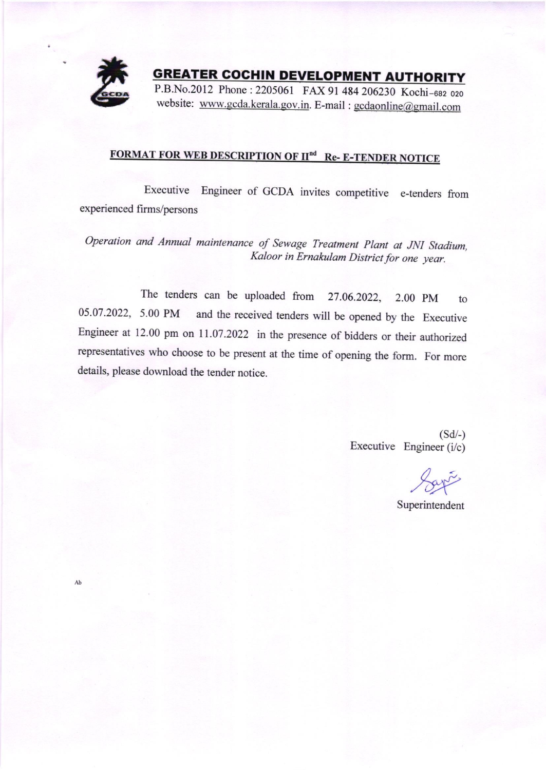# GREATER COCHIN DEVELOPMENT AUTHORITY

P.B.No.2012 Phone : 2205061 FAX 91 484 206230 Kochi-682 020
website: www.gcda.kerala.gov.in. E-mail : gcdaonline@gmail.com

## FORMAT FOR WEB DESCRIPTION OF II^nd Re- E-TENDER NOTICE

Executive Engineer of GCDA invites competitive e-tenders from experienced firms/persons

*Operation and Annual maintenance of Sewage Treatment Plant at JNI Stadium, Kaloor in Ernakulam District for one year.*

The tenders can be uploaded from 27.06.2022, 2.00 PM to 05.07.2022, 5.00 PM and the received tenders will be opened by the Executive Engineer at 12.00 pm on 11.07.2022 in the presence of bidders or their authorized representatives who choose to be present at the time of opening the form. For more details, please download the tender notice.

(Sd/-)
Executive Engineer (i/c)

Superintendent

Ab